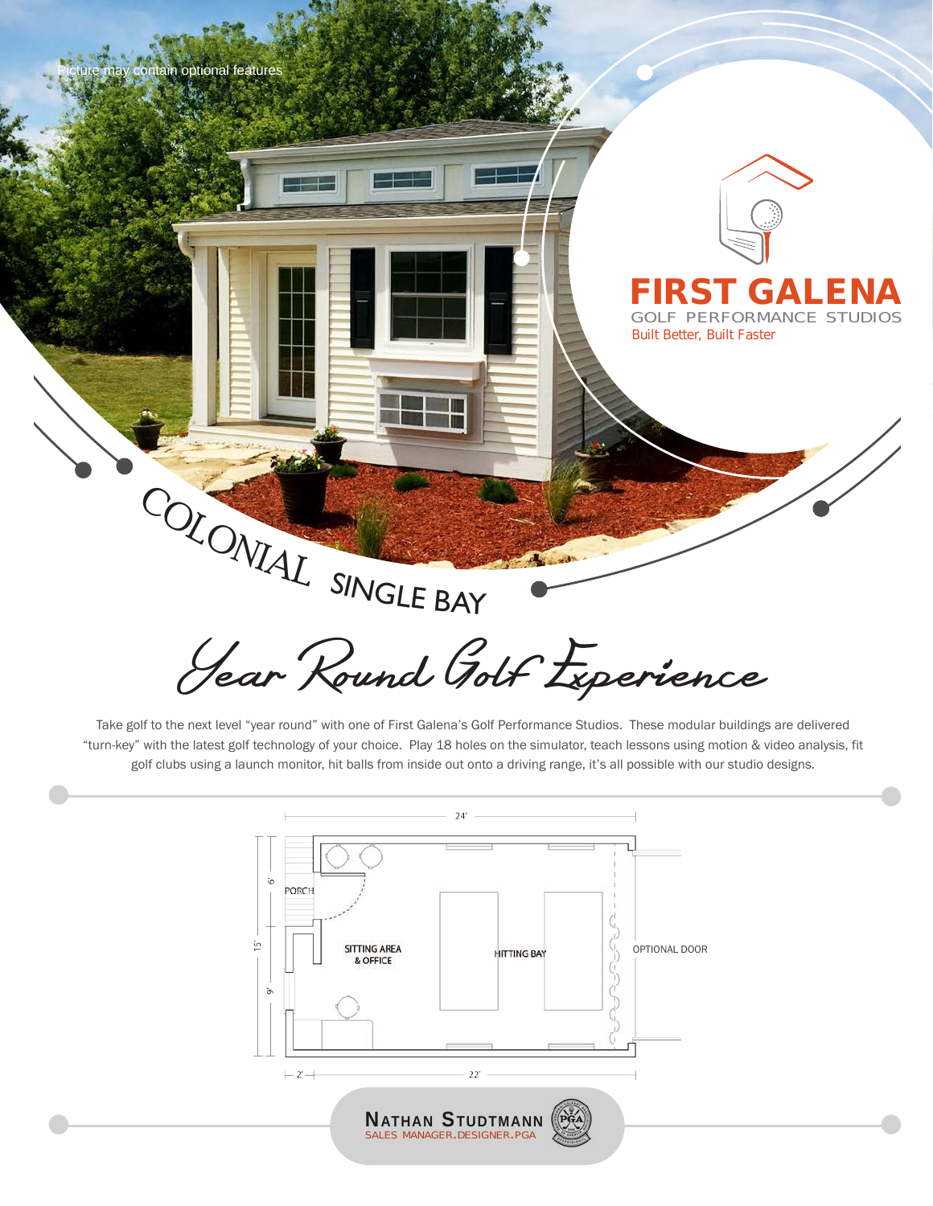Picture may contain optional features

# FIRST GALENA

GOLF PERFORMANCE STUDIOS

Built Better, Built Faster

## COLONIAL SINGLE BAY

## *Year Round Golf Experience*

Take golf to the next level "year round" with one of First Galena's Golf Performance Studios. These modular buildings are delivered "turn-key" with the latest golf technology of your choice. Play 18 holes on the simulator, teach lessons using motion & video analysis, fit golf clubs using a launch monitor, hit balls from inside out onto a driving range, it's all possible with our studio designs.

24'

6'

PORCH

15'

9'

SITTING AREA & OFFICE

HITTING BAY

OPTIONAL DOOR

2'

22'

**NATHAN STUDTMANN**

SALES MANAGER.DESIGNER.PGA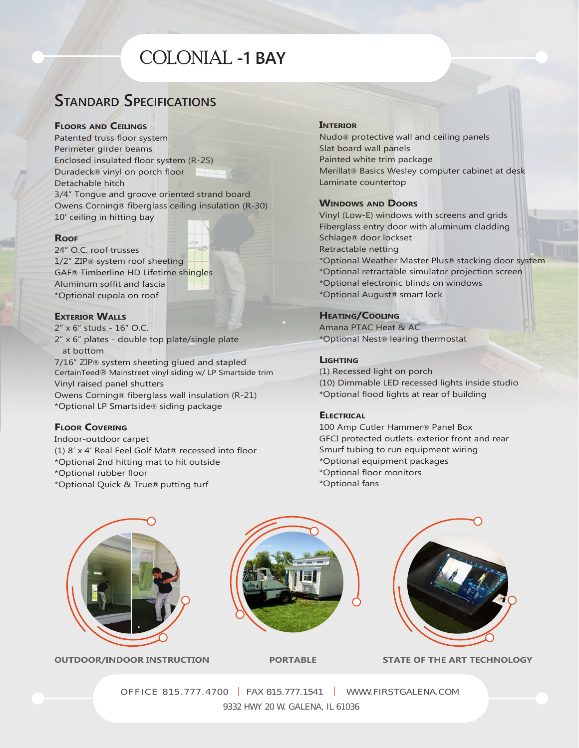# COLONIAL -1 BAY

## Standard Specifications

### Floors and Ceilings

Patented truss floor system
Perimeter girder beams
Enclosed insulated floor system (R-25)
Duradeck® vinyl on porch floor
Detachable hitch
3/4" Tongue and groove oriented strand board
Owens Corning® fiberglass ceiling insulation (R-30)
10' ceiling in hitting bay

### Roof

24" O.C. roof trusses
1/2" ZIP® system roof sheeting
GAF® Timberline HD Lifetime shingles
Aluminum soffit and fascia
*Optional cupola on roof

### Exterior Walls

2" x 6" studs - 16" O.C.
2" x 6" plates - double top plate/single plate at bottom
7/16" ZIP® system sheeting glued and stapled
CertainTeed® Mainstreet vinyl siding w/ LP Smartside trim
Vinyl raised panel shutters
Owens Corning® fiberglass wall insulation (R-21)
*Optional LP Smartside® siding package

### Floor Covering

Indoor-outdoor carpet
(1) 8' x 4' Real Feel Golf Mat® recessed into floor
*Optional 2nd hitting mat to hit outside
*Optional rubber floor
*Optional Quick & True® putting turf

### Interior

Nudo® protective wall and ceiling panels
Slat board wall panels
Painted white trim package
Merillat® Basics Wesley computer cabinet at desk
Laminate countertop

### Windows and Doors

Vinyl (Low-E) windows with screens and grids
Fiberglass entry door with aluminum cladding
Schlage® door lockset
Retractable netting
*Optional Weather Master Plus® stacking door system
*Optional retractable simulator projection screen
*Optional electronic blinds on windows
*Optional August® smart lock

### Heating/Cooling

Amana PTAC Heat & AC
*Optional Nest® learing thermostat

### Lighting

(1) Recessed light on porch
(10) Dimmable LED recessed lights inside studio
*Optional flood lights at rear of building

### Electrical

100 Amp Cutler Hammer® Panel Box
GFCI protected outlets-exterior front and rear
Smurf tubing to run equipment wiring
*Optional equipment packages
*Optional floor monitors
*Optional fans

**OUTDOOR/INDOOR INSTRUCTION**

**PORTABLE**

**STATE OF THE ART TECHNOLOGY**

OFFICE 815.777.4700 | FAX 815.777.1541 | WWW.FIRSTGALENA.COM
9332 HWY 20 W. GALENA, IL 61036